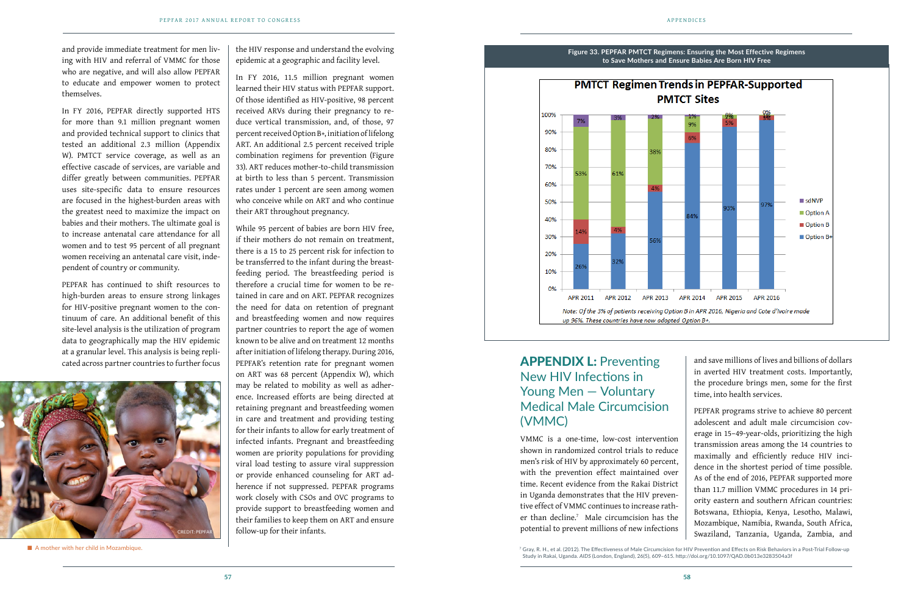and provide immediate treatment for men living with HIV and referral of VMMC for those who are negative, and will also allow PEPFAR to educate and empower women to protect themselves.

In FY 2016, PEPFAR directly supported HTS for more than 9.1 million pregnant women and provided technical support to clinics that tested an additional 2.3 million (Appendix W). PMTCT service coverage, as well as an effective cascade of services, are variable and differ greatly between communities. PEPFAR uses site-specific data to ensure resources are focused in the highest-burden areas with the greatest need to maximize the impact on babies and their mothers. The ultimate goal is to increase antenatal care attendance for all women and to test 95 percent of all pregnant women receiving an antenatal care visit, independent of country or community.

PEPFAR has continued to shift resources to high-burden areas to ensure strong linkages for HIV-positive pregnant women to the continuum of care. An additional benefit of this site-level analysis is the utilization of program data to geographically map the HIV epidemic at a granular level. This analysis is being replicated across partner countries to further focus the HIV response and understand the evolving epidemic at a geographic and facility level.

In FY 2016, 11.5 million pregnant women learned their HIV status with PEPFAR support. Of those identified as HIV-positive, 98 percent received ARVs during their pregnancy to reduce vertical transmission, and, of those, 97 percent received Option B+, initiation of lifelong ART. An additional 2.5 percent received triple combination regimens for prevention (Figure 33). ART reduces mother-to-child transmission at birth to less than 5 percent. Transmission rates under 1 percent are seen among women who conceive while on ART and who continue their ART throughout pregnancy.

While 95 percent of babies are born HIV free, if their mothers do not remain on treatment, there is a 15 to 25 percent risk for infection to be transferred to the infant during the breastfeeding period. The breastfeeding period is therefore a crucial time for women to be retained in care and on ART. PEPFAR recognizes the need for data on retention of pregnant and breastfeeding women and now requires partner countries to report the age of women known to be alive and on treatment 12 months after initiation of lifelong therapy. During 2016, PEPFAR's retention rate for pregnant women on ART was 68 percent (Appendix W), which may be related to mobility as well as adherence. Increased efforts are being directed at retaining pregnant and breastfeeding women in care and treatment and providing testing for their infants to allow for early treatment of infected infants. Pregnant and breastfeeding women are priority populations for providing viral load testing to assure viral suppression or provide enhanced counseling for ART adherence if not suppressed. PEPFAR programs work closely with CSOs and OVC programs to provide support to breastfeeding women and their families to keep them on ART and ensure follow-up for their infants.

CREDIT: PEPFAR

A mother with her child in Mozambique.

**Figure 33. PEPFAR PMTCT Regimens: Ensuring the Most Effective Regimens to Save Mothers and Ensure Babies Are Born HIV Free**

**PMTCT Regimen Trends in PEPFAR-Supported PMTCT Sites**

| | APR 2011 | APR 2012 | APR 2013 | APR 2014 | APR 2015 | APR 2016 |
|---|---|---|---|---|---|---|
| sdNVP | 7% | 3% | 2% | 1% | 0% | 0% |
| Option A | 53% | 61% | 38% | 9% | 2% | 0% |
| Option B | 14% | 4% | 4% | 6% | 5% | 3% |
| Option B+ | 26% | 32% | 56% | 84% | 93% | 97% |

*Note: Of the 3% of patients receiving Option B in APR 2016, Nigeria and Cote d'Ivoire made up 96%. These countries have now adopted Option B+.*

## APPENDIX L: Preventing New HIV Infections in Young Men — Voluntary Medical Male Circumcision (VMMC)

VMMC is a one-time, low-cost intervention shown in randomized control trials to reduce men's risk of HIV by approximately 60 percent, with the prevention effect maintained over time. Recent evidence from the Rakai District in Uganda demonstrates that the HIV preventive effect of VMMC continues to increase rather than decline.[7] Male circumcision has the potential to prevent millions of new infections and save millions of lives and billions of dollars in averted HIV treatment costs. Importantly, the procedure brings men, some for the first time, into health services.

PEPFAR programs strive to achieve 80 percent adolescent and adult male circumcision coverage in 15–49-year-olds, prioritizing the high transmission areas among the 14 countries to maximally and efficiently reduce HIV incidence in the shortest period of time possible. As of the end of 2016, PEPFAR supported more than 11.7 million VMMC procedures in 14 priority eastern and southern African countries: Botswana, Ethiopia, Kenya, Lesotho, Malawi, Mozambique, Namibia, Rwanda, South Africa, Swaziland, Tanzania, Uganda, Zambia, and

[7] Gray, R. H., et al. (2012). The Effectiveness of Male Circumcision for HIV Prevention and Effects on Risk Behaviors in a Post-Trial Follow-up Study in Rakai, Uganda. *AIDS* (London, England), 26(5), 609–615. http://doi.org/10.1097/QAD.0b013e3283504a3f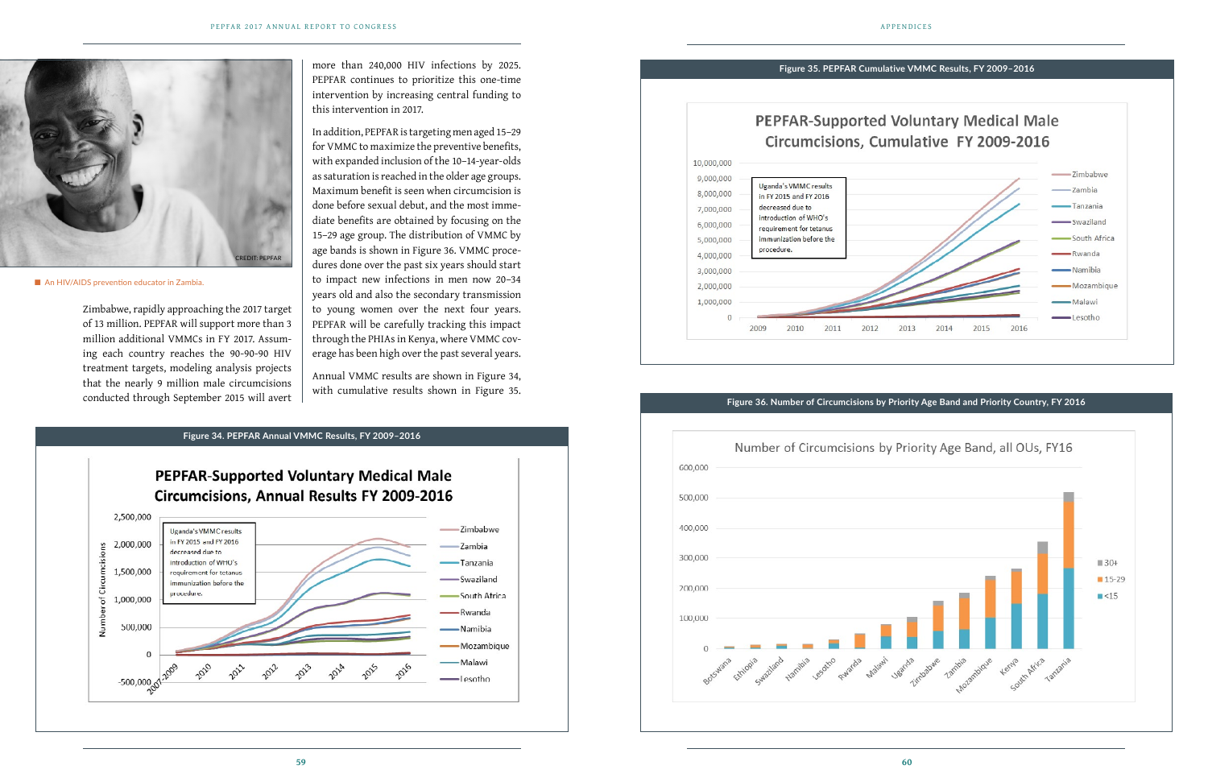An HIV/AIDS prevention educator in Zambia.

Zimbabwe, rapidly approaching the 2017 target of 13 million. PEPFAR will support more than 3 million additional VMMCs in FY 2017. Assuming each country reaches the 90-90-90 HIV treatment targets, modeling analysis projects that the nearly 9 million male circumcisions conducted through September 2015 will avert more than 240,000 HIV infections by 2025. PEPFAR continues to prioritize this one-time intervention by increasing central funding to this intervention in 2017.

In addition, PEPFAR is targeting men aged 15–29 for VMMC to maximize the preventive benefits, with expanded inclusion of the 10–14-year-olds as saturation is reached in the older age groups. Maximum benefit is seen when circumcision is done before sexual debut, and the most immediate benefits are obtained by focusing on the 15–29 age group. The distribution of VMMC by age bands is shown in Figure 36. VMMC procedures done over the past six years should start to impact new infections in men now 20–34 years old and also the secondary transmission to young women over the next four years. PEPFAR will be carefully tracking this impact through the PHIAs in Kenya, where VMMC coverage has been high over the past several years.

Annual VMMC results are shown in Figure 34, with cumulative results shown in Figure 35.

**Figure 34. PEPFAR Annual VMMC Results, FY 2009–2016**

**Figure 35. PEPFAR Cumulative VMMC Results, FY 2009–2016**

**Figure 36. Number of Circumcisions by Priority Age Band and Priority Country, FY 2016**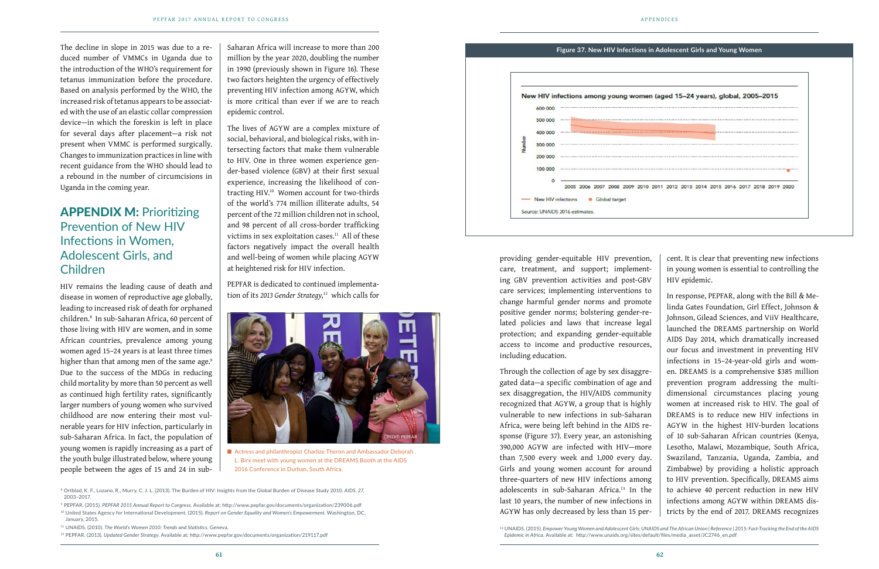The decline in slope in 2015 was due to a reduced number of VMMCs in Uganda due to the introduction of the WHO's requirement for tetanus immunization before the procedure. Based on analysis performed by the WHO, the increased risk of tetanus appears to be associated with the use of an elastic collar compression device—in which the foreskin is left in place for several days after placement—a risk not present when VMMC is performed surgically. Changes to immunization practices in line with recent guidance from the WHO should lead to a rebound in the number of circumcisions in Uganda in the coming year.

## APPENDIX M: Prioritizing Prevention of New HIV Infections in Women, Adolescent Girls, and Children

HIV remains the leading cause of death and disease in women of reproductive age globally, leading to increased risk of death for orphaned children.[8] In sub-Saharan Africa, 60 percent of those living with HIV are women, and in some African countries, prevalence among young women aged 15–24 years is at least three times higher than that among men of the same age.[9] Due to the success of the MDGs in reducing child mortality by more than 50 percent as well as continued high fertility rates, significantly larger numbers of young women who survived childhood are now entering their most vulnerable years for HIV infection, particularly in sub-Saharan Africa. In fact, the population of young women is rapidly increasing as a part of the youth bulge illustrated below, where young people between the ages of 15 and 24 in sub-Saharan Africa will increase to more than 200 million by the year 2020, doubling the number in 1990 (previously shown in Figure 16). These two factors heighten the urgency of effectively preventing HIV infection among AGYW, which is more critical than ever if we are to reach epidemic control.

The lives of AGYW are a complex mixture of social, behavioral, and biological risks, with intersecting factors that make them vulnerable to HIV. One in three women experience gender-based violence (GBV) at their first sexual experience, increasing the likelihood of contracting HIV.[10] Women account for two-thirds of the world's 774 million illiterate adults, 54 percent of the 72 million children not in school, and 98 percent of all cross-border trafficking victims in sex exploitation cases.[11] All of these factors negatively impact the overall health and well-being of women while placing AGYW at heightened risk for HIV infection.

PEPFAR is dedicated to continued implementation of its *2013 Gender Strategy*,[12] which calls for providing gender-equitable HIV prevention, care, treatment, and support; implementing GBV prevention activities and post-GBV care services; implementing interventions to change harmful gender norms and promote positive gender norms; bolstering gender-related policies and laws that increase legal protection; and expanding gender-equitable access to income and productive resources, including education.

■ Actress and philanthropist Charlize Theron and Ambassador Deborah L. Birx meet with young women at the DREAMS Booth at the AIDS 2016 Conference in Durban, South Africa.

CREDIT: PEPFAR

Through the collection of age by sex disaggregated data—a specific combination of age and sex disaggregation, the HIV/AIDS community recognized that AGYW, a group that is highly vulnerable to new infections in sub-Saharan Africa, were being left behind in the AIDS response (Figure 37). Every year, an astonishing 390,000 AGYW are infected with HIV—more than 7,500 every week and 1,000 every day. Girls and young women account for around three-quarters of new HIV infections among adolescents in sub-Saharan Africa.[13] In the last 10 years, the number of new infections in AGYW has only decreased by less than 15 percent. It is clear that preventing new infections in young women is essential to controlling the HIV epidemic.

**Figure 37. New HIV Infections in Adolescent Girls and Young Women**

New HIV infections among young women (aged 15–24 years), global, 2005–2015

Number

600 000
500 000
400 000
300 000
200 000
100 000
0

2005 2006 2007 2008 2009 2010 2011 2012 2013 2014 2015 2016 2017 2018 2019 2020

New HIV infections  Global target

Source: UNAIDS 2016 estimates.

In response, PEPFAR, along with the Bill & Melinda Gates Foundation, Girl Effect, Johnson & Johnson, Gilead Sciences, and ViiV Healthcare, launched the DREAMS partnership on World AIDS Day 2014, which dramatically increased our focus and investment in preventing HIV infections in 15–24-year-old girls and women. DREAMS is a comprehensive $385 million prevention program addressing the multi-dimensional circumstances placing young women at increased risk to HIV. The goal of DREAMS is to reduce new HIV infections in AGYW in the highest HIV-burden locations of 10 sub-Saharan African countries (Kenya, Lesotho, Malawi, Mozambique, South Africa, Swaziland, Tanzania, Uganda, Zambia, and Zimbabwe) by providing a holistic approach to HIV prevention. Specifically, DREAMS aims to achieve 40 percent reduction in new HIV infections among AGYW within DREAMS districts by the end of 2017. DREAMS recognizes

[8] Ortblad, K. F., Lozano, R., Murry, C. J. L. (2013). The Burden of HIV: Insights from the Global Burden of Disease Study 2010. *AIDS, 27*, 2003–2017.

[9] PEPFAR. (2015). *PEPFAR 2015 Annual Report to Congress*. Available at: http://www.pepfar.gov/documents/organization/239006.pdf

[10] United States Agency for International Development. (2015). *Report on Gender Equality and Women's Empowerment*. Washington, DC. January, 2015.

[11] UNAIDS. (2010). *The World's Women 2010: Trends and Statistics*. Geneva.

[12] PEPFAR. (2013). *Updated Gender Strategy*. Available at: http://www.pepfar.gov/documents/organization/219117.pdf

[13] UNAIDS. (2015). *Empower Young Women and Adolescent Girls: UNAIDS and The African Union | Reference | 2015: Fast-Tracking the End of the AIDS Epidemic in Africa*. Available at: http://www.unaids.org/sites/default/files/media_asset/JC2746_en.pdf